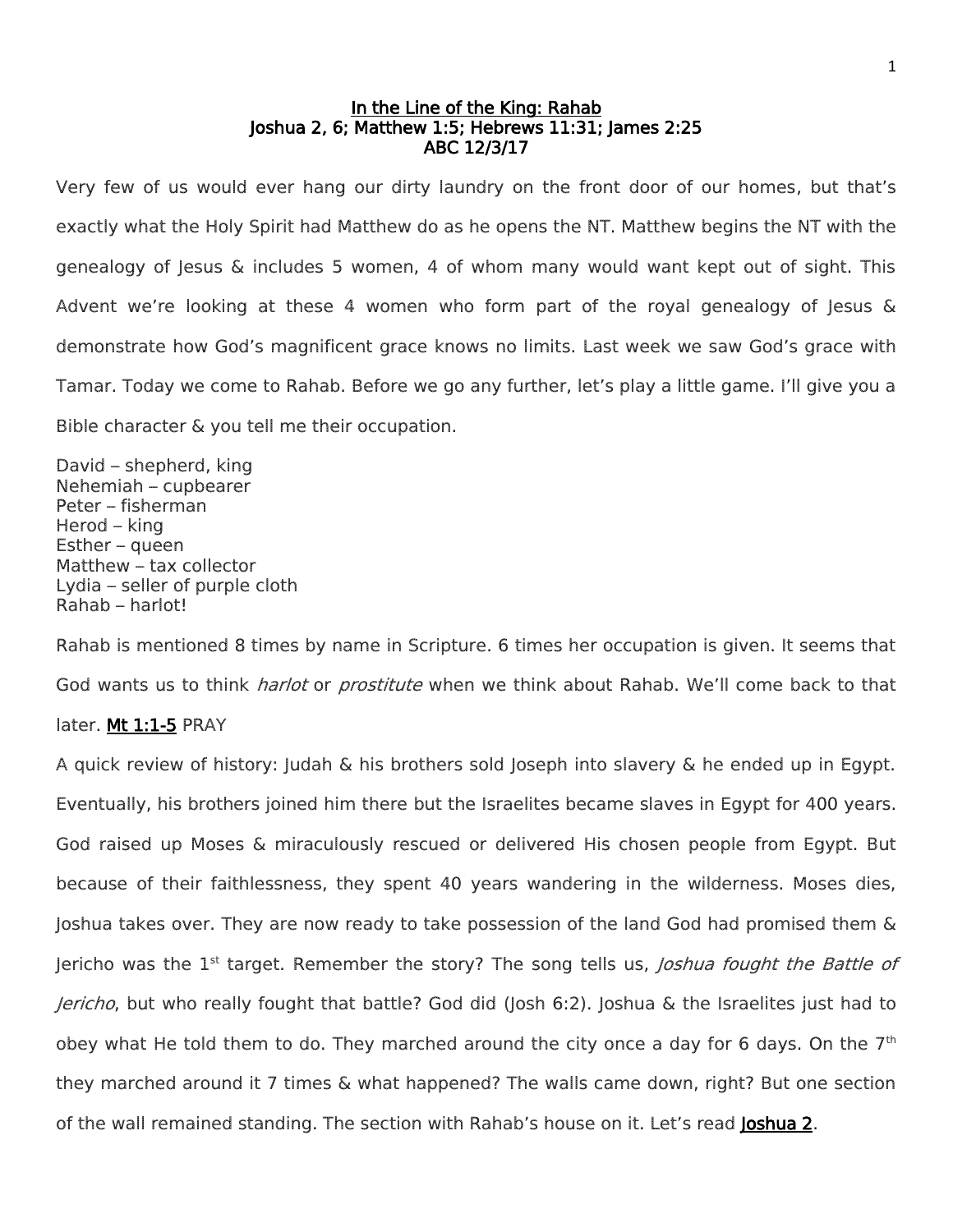**<u>In the Line of the King: Rahab</u>**
**Joshua 2, 6; Matthew 1:5; Hebrews 11:31; James 2:25**
**ABC 12/3/17**

Very few of us would ever hang our dirty laundry on the front door of our homes, but that's exactly what the Holy Spirit had Matthew do as he opens the NT. Matthew begins the NT with the genealogy of Jesus & includes 5 women, 4 of whom many would want kept out of sight. This Advent we're looking at these 4 women who form part of the royal genealogy of Jesus & demonstrate how God's magnificent grace knows no limits. Last week we saw God's grace with Tamar. Today we come to Rahab. Before we go any further, let's play a little game. I'll give you a Bible character & you tell me their occupation.

David – shepherd, king
Nehemiah – cupbearer
Peter – fisherman
Herod – king
Esther – queen
Matthew – tax collector
Lydia – seller of purple cloth
Rahab – harlot!

Rahab is mentioned 8 times by name in Scripture. 6 times her occupation is given. It seems that God wants us to think *harlot* or *prostitute* when we think about Rahab. We'll come back to that later. **<u>Mt 1:1-5</u>** PRAY

A quick review of history: Judah & his brothers sold Joseph into slavery & he ended up in Egypt. Eventually, his brothers joined him there but the Israelites became slaves in Egypt for 400 years. God raised up Moses & miraculously rescued or delivered His chosen people from Egypt. But because of their faithlessness, they spent 40 years wandering in the wilderness. Moses dies, Joshua takes over. They are now ready to take possession of the land God had promised them & Jericho was the 1st target. Remember the story? The song tells us, *Joshua fought the Battle of Jericho*, but who really fought that battle? God did (Josh 6:2). Joshua & the Israelites just had to obey what He told them to do. They marched around the city once a day for 6 days. On the 7th they marched around it 7 times & what happened? The walls came down, right? But one section of the wall remained standing. The section with Rahab's house on it. Let's read **<u>Joshua 2</u>**.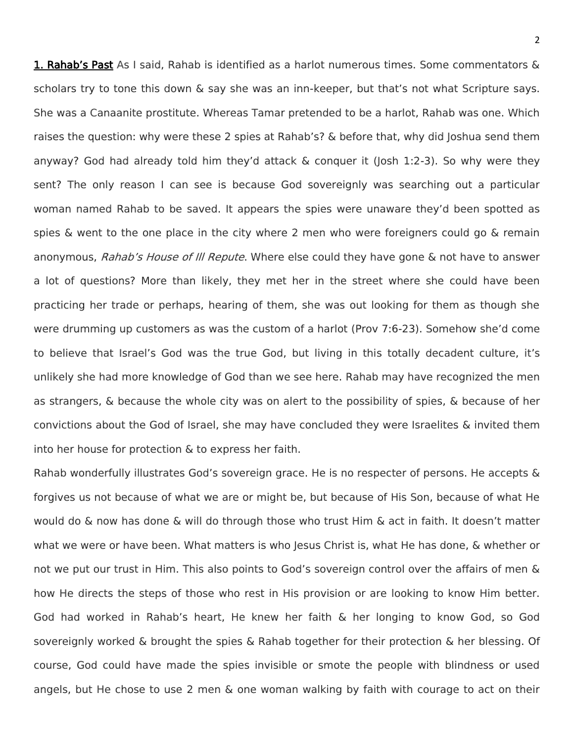**<u>1. Rahab's Past</u>** As I said, Rahab is identified as a harlot numerous times. Some commentators & scholars try to tone this down & say she was an inn-keeper, but that's not what Scripture says. She was a Canaanite prostitute. Whereas Tamar pretended to be a harlot, Rahab was one. Which raises the question: why were these 2 spies at Rahab's? & before that, why did Joshua send them anyway? God had already told him they'd attack & conquer it (Josh 1:2-3). So why were they sent? The only reason I can see is because God sovereignly was searching out a particular woman named Rahab to be saved. It appears the spies were unaware they'd been spotted as spies & went to the one place in the city where 2 men who were foreigners could go & remain anonymous, *Rahab's House of Ill Repute*. Where else could they have gone & not have to answer a lot of questions? More than likely, they met her in the street where she could have been practicing her trade or perhaps, hearing of them, she was out looking for them as though she were drumming up customers as was the custom of a harlot (Prov 7:6-23). Somehow she'd come to believe that Israel's God was the true God, but living in this totally decadent culture, it's unlikely she had more knowledge of God than we see here. Rahab may have recognized the men as strangers, & because the whole city was on alert to the possibility of spies, & because of her convictions about the God of Israel, she may have concluded they were Israelites & invited them into her house for protection & to express her faith.

Rahab wonderfully illustrates God's sovereign grace. He is no respecter of persons. He accepts & forgives us not because of what we are or might be, but because of His Son, because of what He would do & now has done & will do through those who trust Him & act in faith. It doesn't matter what we were or have been. What matters is who Jesus Christ is, what He has done, & whether or not we put our trust in Him. This also points to God's sovereign control over the affairs of men & how He directs the steps of those who rest in His provision or are looking to know Him better. God had worked in Rahab's heart, He knew her faith & her longing to know God, so God sovereignly worked & brought the spies & Rahab together for their protection & her blessing. Of course, God could have made the spies invisible or smote the people with blindness or used angels, but He chose to use 2 men & one woman walking by faith with courage to act on their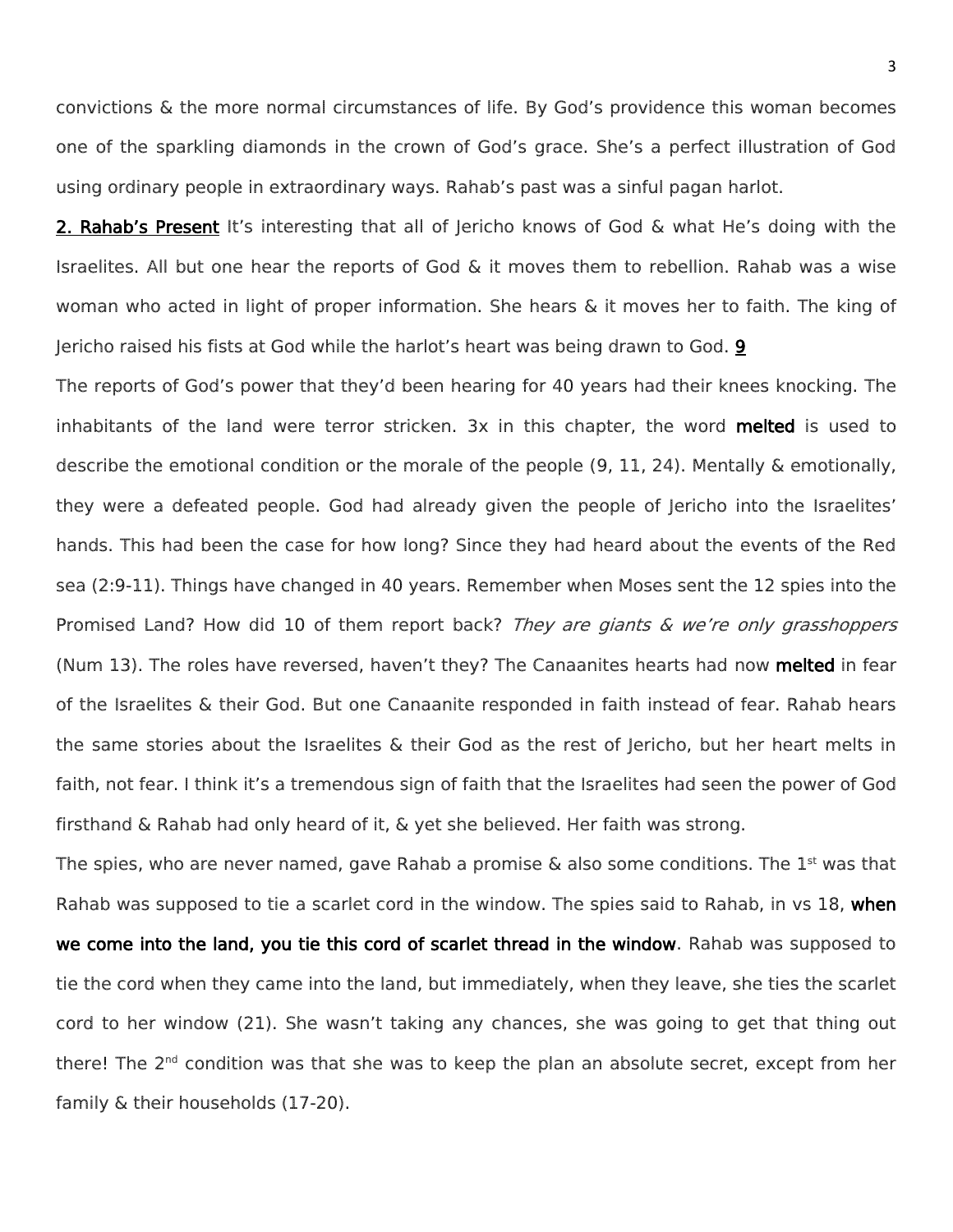convictions & the more normal circumstances of life. By God's providence this woman becomes one of the sparkling diamonds in the crown of God's grace. She's a perfect illustration of God using ordinary people in extraordinary ways. Rahab's past was a sinful pagan harlot.

**2. Rahab's Present** It's interesting that all of Jericho knows of God & what He's doing with the Israelites. All but one hear the reports of God & it moves them to rebellion. Rahab was a wise woman who acted in light of proper information. She hears & it moves her to faith. The king of Jericho raised his fists at God while the harlot's heart was being drawn to God. **9**

The reports of God's power that they'd been hearing for 40 years had their knees knocking. The inhabitants of the land were terror stricken. 3x in this chapter, the word **melted** is used to describe the emotional condition or the morale of the people (9, 11, 24). Mentally & emotionally, they were a defeated people. God had already given the people of Jericho into the Israelites' hands. This had been the case for how long? Since they had heard about the events of the Red sea (2:9-11). Things have changed in 40 years. Remember when Moses sent the 12 spies into the Promised Land? How did 10 of them report back? *They are giants & we're only grasshoppers* (Num 13). The roles have reversed, haven't they? The Canaanites hearts had now **melted** in fear of the Israelites & their God. But one Canaanite responded in faith instead of fear. Rahab hears the same stories about the Israelites & their God as the rest of Jericho, but her heart melts in faith, not fear. I think it's a tremendous sign of faith that the Israelites had seen the power of God firsthand & Rahab had only heard of it, & yet she believed. Her faith was strong.

The spies, who are never named, gave Rahab a promise & also some conditions. The 1st was that Rahab was supposed to tie a scarlet cord in the window. The spies said to Rahab, in vs 18, **when we come into the land, you tie this cord of scarlet thread in the window**. Rahab was supposed to tie the cord when they came into the land, but immediately, when they leave, she ties the scarlet cord to her window (21). She wasn't taking any chances, she was going to get that thing out there! The 2nd condition was that she was to keep the plan an absolute secret, except from her family & their households (17-20).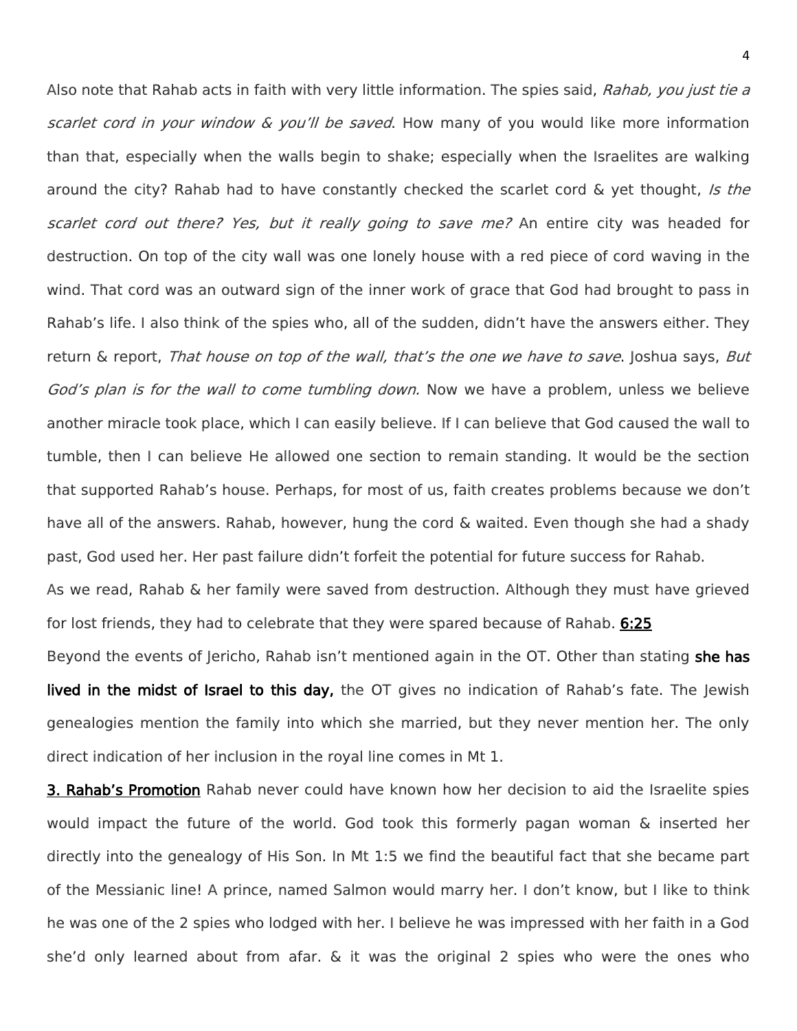Also note that Rahab acts in faith with very little information. The spies said, *Rahab, you just tie a scarlet cord in your window & you'll be saved*. How many of you would like more information than that, especially when the walls begin to shake; especially when the Israelites are walking around the city? Rahab had to have constantly checked the scarlet cord & yet thought, *Is the scarlet cord out there? Yes, but it really going to save me?* An entire city was headed for destruction. On top of the city wall was one lonely house with a red piece of cord waving in the wind. That cord was an outward sign of the inner work of grace that God had brought to pass in Rahab's life. I also think of the spies who, all of the sudden, didn't have the answers either. They return & report, *That house on top of the wall, that's the one we have to save*. Joshua says, *But God's plan is for the wall to come tumbling down.* Now we have a problem, unless we believe another miracle took place, which I can easily believe. If I can believe that God caused the wall to tumble, then I can believe He allowed one section to remain standing. It would be the section that supported Rahab's house. Perhaps, for most of us, faith creates problems because we don't have all of the answers. Rahab, however, hung the cord & waited. Even though she had a shady past, God used her. Her past failure didn't forfeit the potential for future success for Rahab.

As we read, Rahab & her family were saved from destruction. Although they must have grieved for lost friends, they had to celebrate that they were spared because of Rahab. **6:25**

Beyond the events of Jericho, Rahab isn't mentioned again in the OT. Other than stating **she has lived in the midst of Israel to this day,** the OT gives no indication of Rahab's fate. The Jewish genealogies mention the family into which she married, but they never mention her. The only direct indication of her inclusion in the royal line comes in Mt 1.

**3. Rahab's Promotion** Rahab never could have known how her decision to aid the Israelite spies would impact the future of the world. God took this formerly pagan woman & inserted her directly into the genealogy of His Son. In Mt 1:5 we find the beautiful fact that she became part of the Messianic line! A prince, named Salmon would marry her. I don't know, but I like to think he was one of the 2 spies who lodged with her. I believe he was impressed with her faith in a God she'd only learned about from afar. & it was the original 2 spies who were the ones who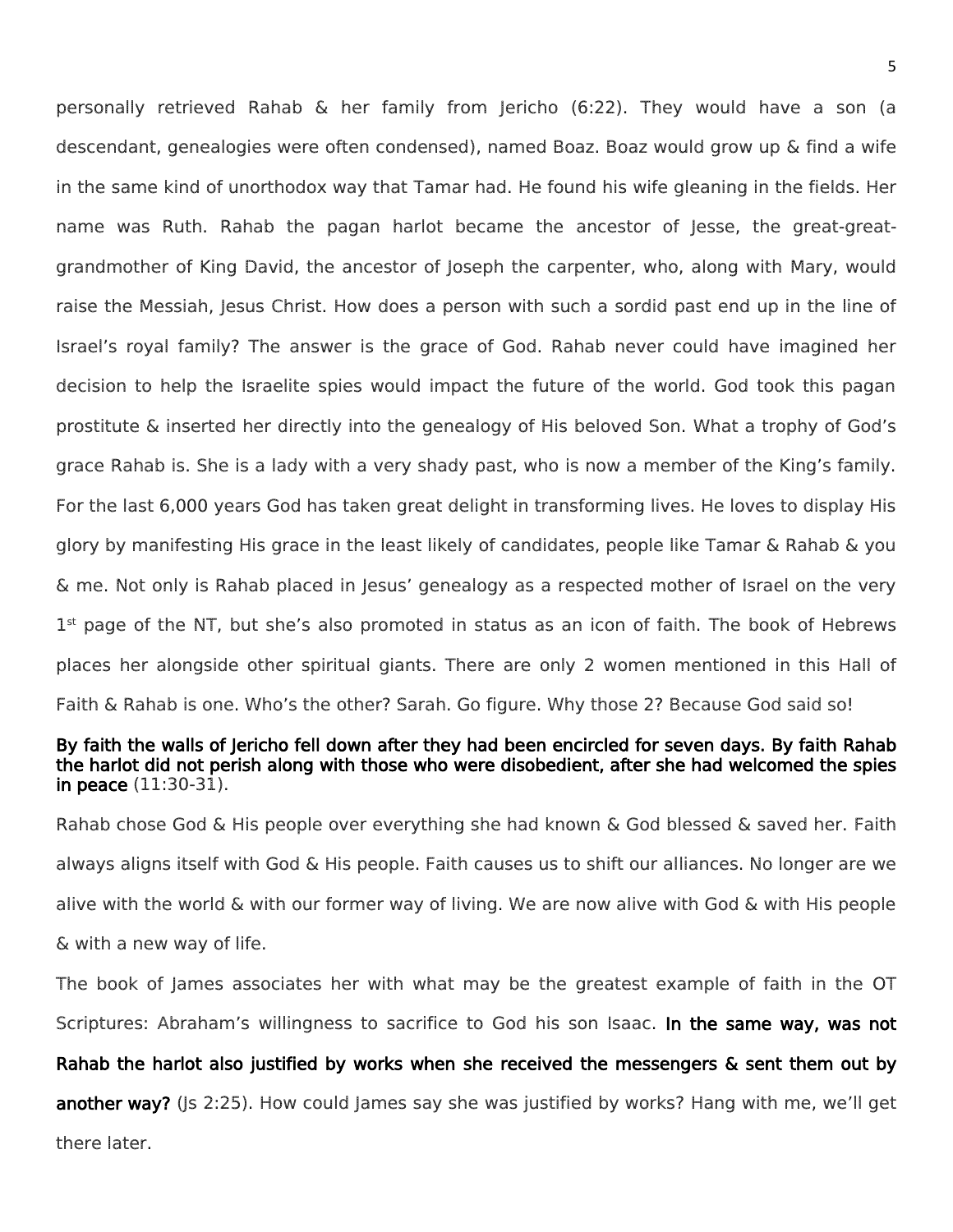personally retrieved Rahab & her family from Jericho (6:22). They would have a son (a descendant, genealogies were often condensed), named Boaz. Boaz would grow up & find a wife in the same kind of unorthodox way that Tamar had. He found his wife gleaning in the fields. Her name was Ruth. Rahab the pagan harlot became the ancestor of Jesse, the great-great-grandmother of King David, the ancestor of Joseph the carpenter, who, along with Mary, would raise the Messiah, Jesus Christ. How does a person with such a sordid past end up in the line of Israel's royal family? The answer is the grace of God. Rahab never could have imagined her decision to help the Israelite spies would impact the future of the world. God took this pagan prostitute & inserted her directly into the genealogy of His beloved Son. What a trophy of God's grace Rahab is. She is a lady with a very shady past, who is now a member of the King's family. For the last 6,000 years God has taken great delight in transforming lives. He loves to display His glory by manifesting His grace in the least likely of candidates, people like Tamar & Rahab & you & me. Not only is Rahab placed in Jesus' genealogy as a respected mother of Israel on the very 1st page of the NT, but she's also promoted in status as an icon of faith. The book of Hebrews places her alongside other spiritual giants. There are only 2 women mentioned in this Hall of Faith & Rahab is one. Who's the other? Sarah. Go figure. Why those 2? Because God said so!

**By faith the walls of Jericho fell down after they had been encircled for seven days. By faith Rahab the harlot did not perish along with those who were disobedient, after she had welcomed the spies in peace** (11:30-31).

Rahab chose God & His people over everything she had known & God blessed & saved her. Faith always aligns itself with God & His people. Faith causes us to shift our alliances. No longer are we alive with the world & with our former way of living. We are now alive with God & with His people & with a new way of life.

The book of James associates her with what may be the greatest example of faith in the OT Scriptures: Abraham's willingness to sacrifice to God his son Isaac. **In the same way, was not Rahab the harlot also justified by works when she received the messengers & sent them out by another way?** (Js 2:25). How could James say she was justified by works? Hang with me, we'll get there later.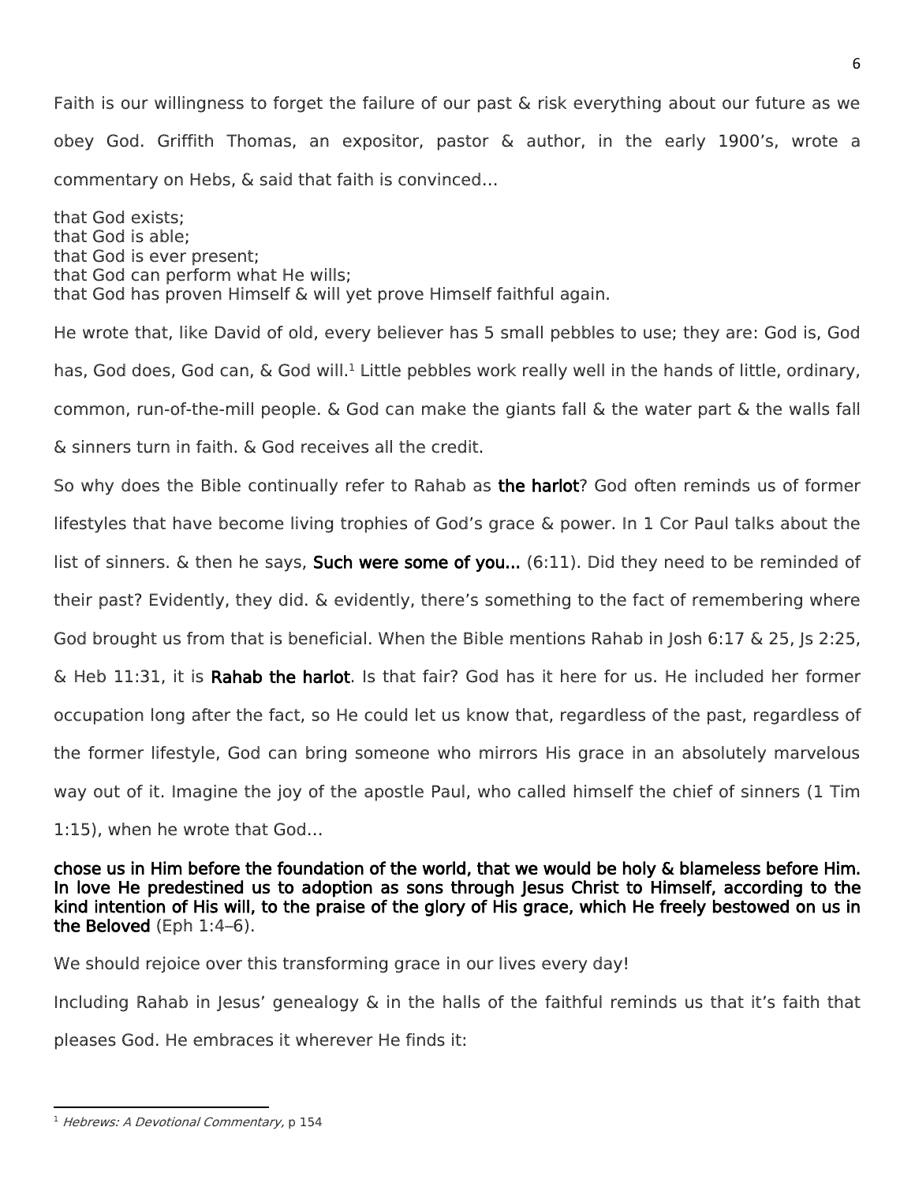Faith is our willingness to forget the failure of our past & risk everything about our future as we obey God. Griffith Thomas, an expositor, pastor & author, in the early 1900's, wrote a commentary on Hebs, & said that faith is convinced…

that God exists;
that God is able;
that God is ever present;
that God can perform what He wills;
that God has proven Himself & will yet prove Himself faithful again.

He wrote that, like David of old, every believer has 5 small pebbles to use; they are: God is, God has, God does, God can, & God will.[1] Little pebbles work really well in the hands of little, ordinary, common, run-of-the-mill people. & God can make the giants fall & the water part & the walls fall & sinners turn in faith. & God receives all the credit.

So why does the Bible continually refer to Rahab as **the harlot**? God often reminds us of former lifestyles that have become living trophies of God's grace & power. In 1 Cor Paul talks about the list of sinners. & then he says, **Such were some of you…** (6:11). Did they need to be reminded of their past? Evidently, they did. & evidently, there's something to the fact of remembering where God brought us from that is beneficial. When the Bible mentions Rahab in Josh 6:17 & 25, Js 2:25, & Heb 11:31, it is **Rahab the harlot**. Is that fair? God has it here for us. He included her former occupation long after the fact, so He could let us know that, regardless of the past, regardless of the former lifestyle, God can bring someone who mirrors His grace in an absolutely marvelous way out of it. Imagine the joy of the apostle Paul, who called himself the chief of sinners (1 Tim 1:15), when he wrote that God…

**chose us in Him before the foundation of the world, that we would be holy & blameless before Him. In love He predestined us to adoption as sons through Jesus Christ to Himself, according to the kind intention of His will, to the praise of the glory of His grace, which He freely bestowed on us in the Beloved** (Eph 1:4–6).

We should rejoice over this transforming grace in our lives every day!

Including Rahab in Jesus' genealogy & in the halls of the faithful reminds us that it's faith that pleases God. He embraces it wherever He finds it:

---

[1] *Hebrews: A Devotional Commentary,* p 154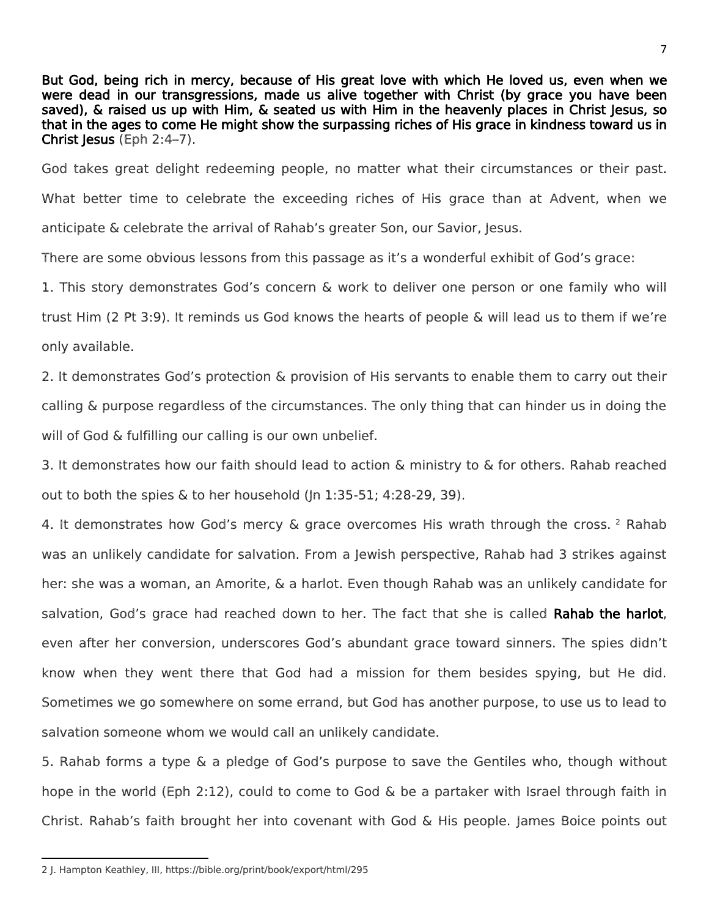**But God, being rich in mercy, because of His great love with which He loved us, even when we were dead in our transgressions, made us alive together with Christ (by grace you have been saved), & raised us up with Him, & seated us with Him in the heavenly places in Christ Jesus, so that in the ages to come He might show the surpassing riches of His grace in kindness toward us in Christ Jesus** (Eph 2:4–7).

God takes great delight redeeming people, no matter what their circumstances or their past. What better time to celebrate the exceeding riches of His grace than at Advent, when we anticipate & celebrate the arrival of Rahab's greater Son, our Savior, Jesus.

There are some obvious lessons from this passage as it's a wonderful exhibit of God's grace:

1. This story demonstrates God's concern & work to deliver one person or one family who will trust Him (2 Pt 3:9). It reminds us God knows the hearts of people & will lead us to them if we're only available.

2. It demonstrates God's protection & provision of His servants to enable them to carry out their calling & purpose regardless of the circumstances. The only thing that can hinder us in doing the will of God & fulfilling our calling is our own unbelief.

3. It demonstrates how our faith should lead to action & ministry to & for others. Rahab reached out to both the spies & to her household (Jn 1:35-51; 4:28-29, 39).

4. It demonstrates how God's mercy & grace overcomes His wrath through the cross. [2] Rahab was an unlikely candidate for salvation. From a Jewish perspective, Rahab had 3 strikes against her: she was a woman, an Amorite, & a harlot. Even though Rahab was an unlikely candidate for salvation, God's grace had reached down to her. The fact that she is called **Rahab the harlot**, even after her conversion, underscores God's abundant grace toward sinners. The spies didn't know when they went there that God had a mission for them besides spying, but He did. Sometimes we go somewhere on some errand, but God has another purpose, to use us to lead to salvation someone whom we would call an unlikely candidate.

5. Rahab forms a type & a pledge of God's purpose to save the Gentiles who, though without hope in the world (Eph 2:12), could to come to God & be a partaker with Israel through faith in Christ. Rahab's faith brought her into covenant with God & His people. James Boice points out

2 J. Hampton Keathley, III, https://bible.org/print/book/export/html/295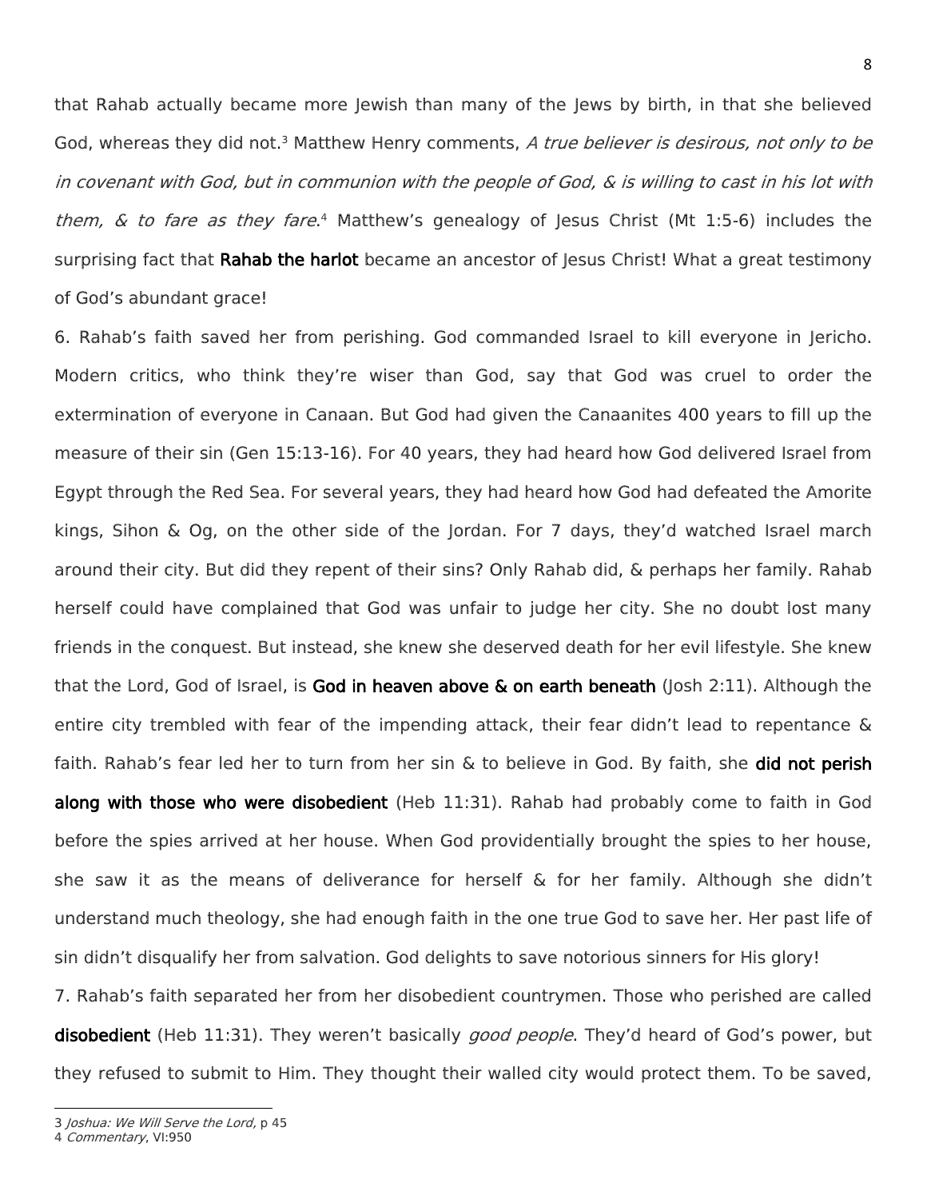that Rahab actually became more Jewish than many of the Jews by birth, in that she believed God, whereas they did not.[3] Matthew Henry comments, *A true believer is desirous, not only to be in covenant with God, but in communion with the people of God, & is willing to cast in his lot with them, & to fare as they fare*.[4] Matthew's genealogy of Jesus Christ (Mt 1:5-6) includes the surprising fact that **Rahab the harlot** became an ancestor of Jesus Christ! What a great testimony of God's abundant grace!

6. Rahab's faith saved her from perishing. God commanded Israel to kill everyone in Jericho. Modern critics, who think they're wiser than God, say that God was cruel to order the extermination of everyone in Canaan. But God had given the Canaanites 400 years to fill up the measure of their sin (Gen 15:13-16). For 40 years, they had heard how God delivered Israel from Egypt through the Red Sea. For several years, they had heard how God had defeated the Amorite kings, Sihon & Og, on the other side of the Jordan. For 7 days, they'd watched Israel march around their city. But did they repent of their sins? Only Rahab did, & perhaps her family. Rahab herself could have complained that God was unfair to judge her city. She no doubt lost many friends in the conquest. But instead, she knew she deserved death for her evil lifestyle. She knew that the Lord, God of Israel, is **God in heaven above & on earth beneath** (Josh 2:11). Although the entire city trembled with fear of the impending attack, their fear didn't lead to repentance & faith. Rahab's fear led her to turn from her sin & to believe in God. By faith, she **did not perish along with those who were disobedient** (Heb 11:31). Rahab had probably come to faith in God before the spies arrived at her house. When God providentially brought the spies to her house, she saw it as the means of deliverance for herself & for her family. Although she didn't understand much theology, she had enough faith in the one true God to save her. Her past life of sin didn't disqualify her from salvation. God delights to save notorious sinners for His glory!

7. Rahab's faith separated her from her disobedient countrymen. Those who perished are called **disobedient** (Heb 11:31). They weren't basically *good people*. They'd heard of God's power, but they refused to submit to Him. They thought their walled city would protect them. To be saved,

---

3 *Joshua: We Will Serve the Lord*, p 45

4 *Commentary*, VI:950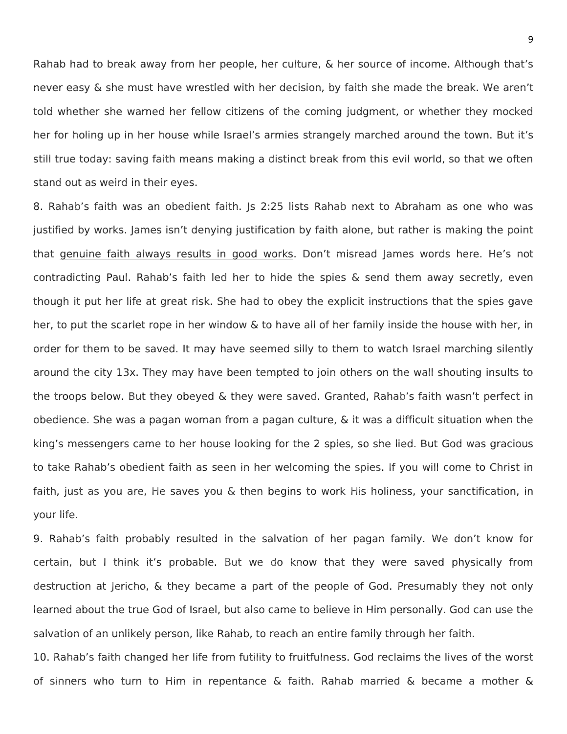Rahab had to break away from her people, her culture, & her source of income. Although that's never easy & she must have wrestled with her decision, by faith she made the break. We aren't told whether she warned her fellow citizens of the coming judgment, or whether they mocked her for holing up in her house while Israel's armies strangely marched around the town. But it's still true today: saving faith means making a distinct break from this evil world, so that we often stand out as weird in their eyes.

8. Rahab's faith was an obedient faith. Js 2:25 lists Rahab next to Abraham as one who was justified by works. James isn't denying justification by faith alone, but rather is making the point that <u>genuine faith always results in good works</u>. Don't misread James words here. He's not contradicting Paul. Rahab's faith led her to hide the spies & send them away secretly, even though it put her life at great risk. She had to obey the explicit instructions that the spies gave her, to put the scarlet rope in her window & to have all of her family inside the house with her, in order for them to be saved. It may have seemed silly to them to watch Israel marching silently around the city 13x. They may have been tempted to join others on the wall shouting insults to the troops below. But they obeyed & they were saved. Granted, Rahab's faith wasn't perfect in obedience. She was a pagan woman from a pagan culture, & it was a difficult situation when the king's messengers came to her house looking for the 2 spies, so she lied. But God was gracious to take Rahab's obedient faith as seen in her welcoming the spies. If you will come to Christ in faith, just as you are, He saves you & then begins to work His holiness, your sanctification, in your life.

9. Rahab's faith probably resulted in the salvation of her pagan family. We don't know for certain, but I think it's probable. But we do know that they were saved physically from destruction at Jericho, & they became a part of the people of God. Presumably they not only learned about the true God of Israel, but also came to believe in Him personally. God can use the salvation of an unlikely person, like Rahab, to reach an entire family through her faith.

10. Rahab's faith changed her life from futility to fruitfulness. God reclaims the lives of the worst of sinners who turn to Him in repentance & faith. Rahab married & became a mother &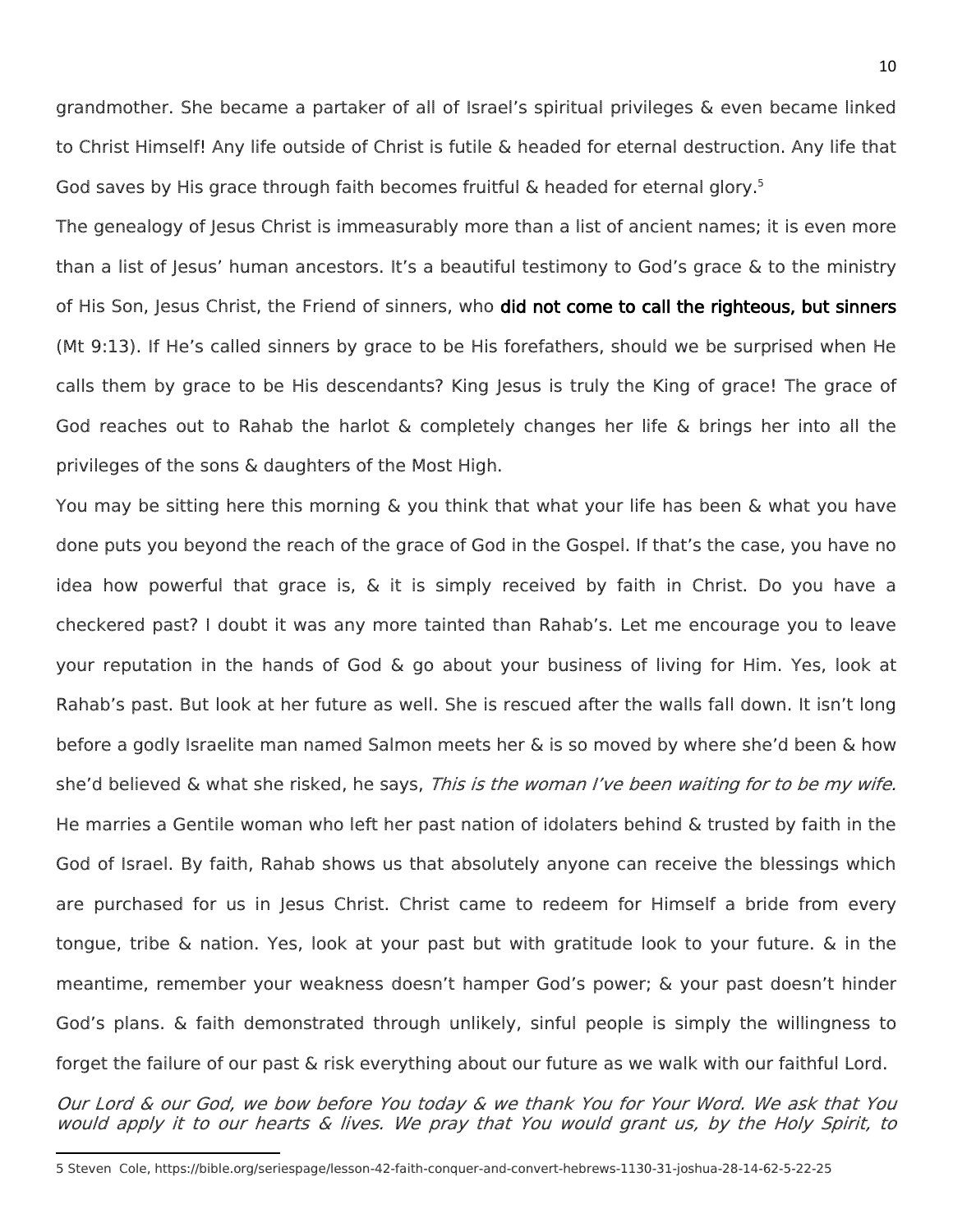grandmother. She became a partaker of all of Israel's spiritual privileges & even became linked to Christ Himself! Any life outside of Christ is futile & headed for eternal destruction. Any life that God saves by His grace through faith becomes fruitful & headed for eternal glory.[5]

The genealogy of Jesus Christ is immeasurably more than a list of ancient names; it is even more than a list of Jesus' human ancestors. It's a beautiful testimony to God's grace & to the ministry of His Son, Jesus Christ, the Friend of sinners, who **did not come to call the righteous, but sinners** (Mt 9:13). If He's called sinners by grace to be His forefathers, should we be surprised when He calls them by grace to be His descendants? King Jesus is truly the King of grace! The grace of God reaches out to Rahab the harlot & completely changes her life & brings her into all the privileges of the sons & daughters of the Most High.

You may be sitting here this morning & you think that what your life has been & what you have done puts you beyond the reach of the grace of God in the Gospel. If that's the case, you have no idea how powerful that grace is, & it is simply received by faith in Christ. Do you have a checkered past? I doubt it was any more tainted than Rahab's. Let me encourage you to leave your reputation in the hands of God & go about your business of living for Him. Yes, look at Rahab's past. But look at her future as well. She is rescued after the walls fall down. It isn't long before a godly Israelite man named Salmon meets her & is so moved by where she'd been & how she'd believed & what she risked, he says, *This is the woman I've been waiting for to be my wife.* He marries a Gentile woman who left her past nation of idolaters behind & trusted by faith in the God of Israel. By faith, Rahab shows us that absolutely anyone can receive the blessings which are purchased for us in Jesus Christ. Christ came to redeem for Himself a bride from every tongue, tribe & nation. Yes, look at your past but with gratitude look to your future. & in the meantime, remember your weakness doesn't hamper God's power; & your past doesn't hinder God's plans. & faith demonstrated through unlikely, sinful people is simply the willingness to forget the failure of our past & risk everything about our future as we walk with our faithful Lord.

*Our Lord & our God, we bow before You today & we thank You for Your Word. We ask that You would apply it to our hearts & lives. We pray that You would grant us, by the Holy Spirit, to*

---

5 Steven Cole, https://bible.org/seriespage/lesson-42-faith-conquer-and-convert-hebrews-1130-31-joshua-28-14-62-5-22-25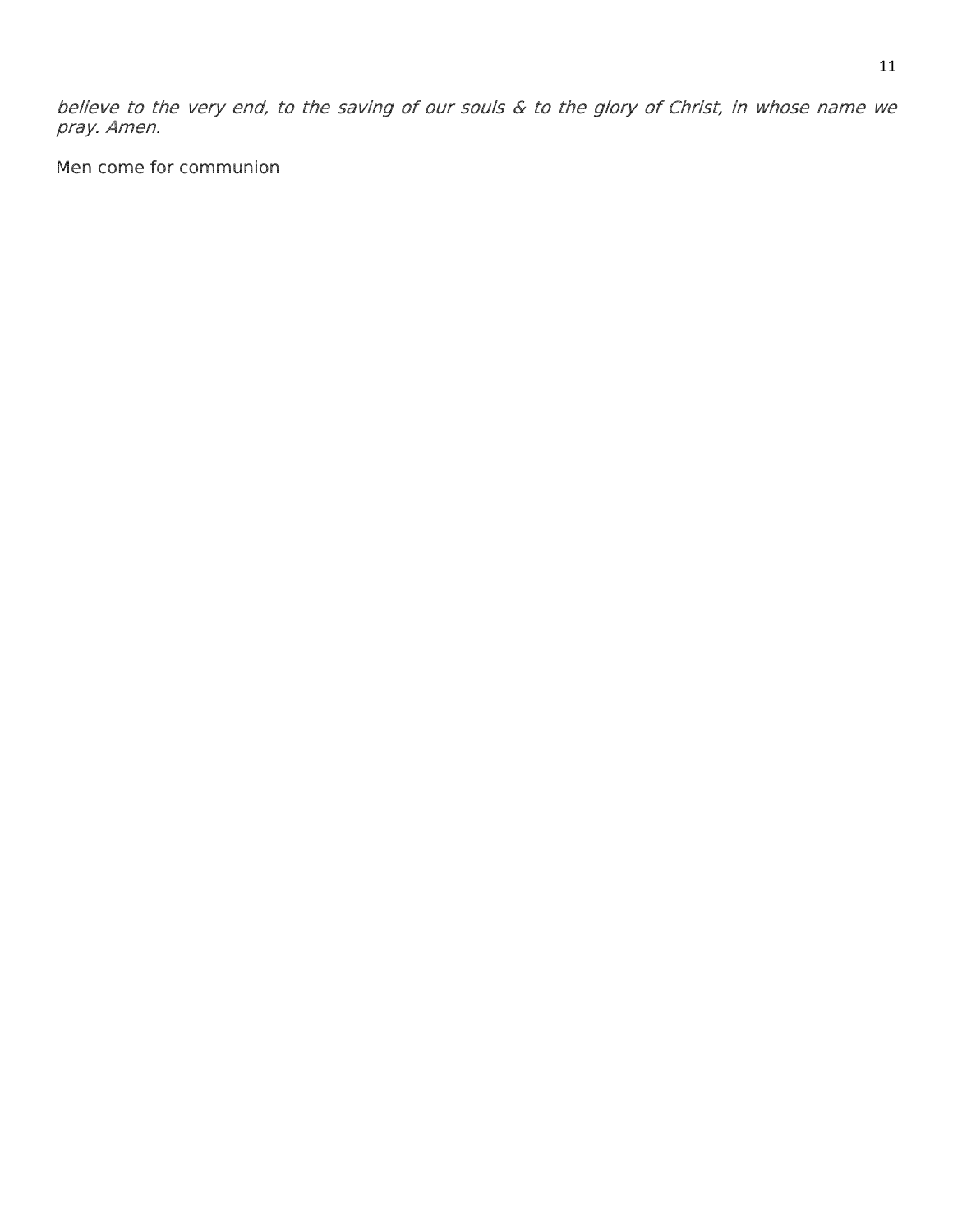*believe to the very end, to the saving of our souls & to the glory of Christ, in whose name we pray. Amen.*

Men come for communion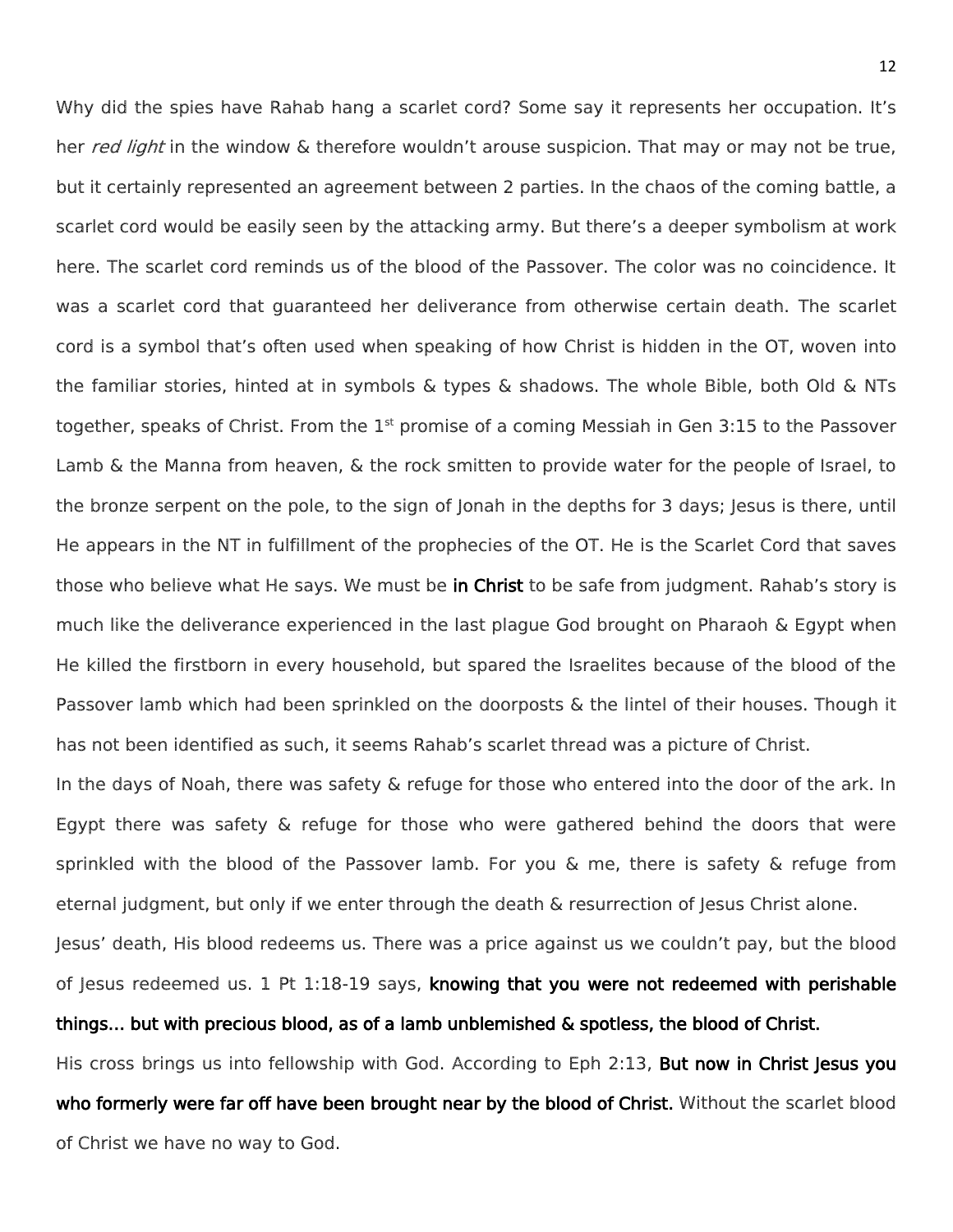Why did the spies have Rahab hang a scarlet cord? Some say it represents her occupation. It's her *red light* in the window & therefore wouldn't arouse suspicion. That may or may not be true, but it certainly represented an agreement between 2 parties. In the chaos of the coming battle, a scarlet cord would be easily seen by the attacking army. But there's a deeper symbolism at work here. The scarlet cord reminds us of the blood of the Passover. The color was no coincidence. It was a scarlet cord that guaranteed her deliverance from otherwise certain death. The scarlet cord is a symbol that's often used when speaking of how Christ is hidden in the OT, woven into the familiar stories, hinted at in symbols & types & shadows. The whole Bible, both Old & NTs together, speaks of Christ. From the 1st promise of a coming Messiah in Gen 3:15 to the Passover Lamb & the Manna from heaven, & the rock smitten to provide water for the people of Israel, to the bronze serpent on the pole, to the sign of Jonah in the depths for 3 days; Jesus is there, until He appears in the NT in fulfillment of the prophecies of the OT. He is the Scarlet Cord that saves those who believe what He says. We must be **in Christ** to be safe from judgment. Rahab's story is much like the deliverance experienced in the last plague God brought on Pharaoh & Egypt when He killed the firstborn in every household, but spared the Israelites because of the blood of the Passover lamb which had been sprinkled on the doorposts & the lintel of their houses. Though it has not been identified as such, it seems Rahab's scarlet thread was a picture of Christ.

In the days of Noah, there was safety & refuge for those who entered into the door of the ark. In Egypt there was safety & refuge for those who were gathered behind the doors that were sprinkled with the blood of the Passover lamb. For you & me, there is safety & refuge from eternal judgment, but only if we enter through the death & resurrection of Jesus Christ alone.

Jesus' death, His blood redeems us. There was a price against us we couldn't pay, but the blood of Jesus redeemed us. 1 Pt 1:18-19 says, **knowing that you were not redeemed with perishable things… but with precious blood, as of a lamb unblemished & spotless, the blood of Christ.**

His cross brings us into fellowship with God. According to Eph 2:13, **But now in Christ Jesus you who formerly were far off have been brought near by the blood of Christ.** Without the scarlet blood of Christ we have no way to God.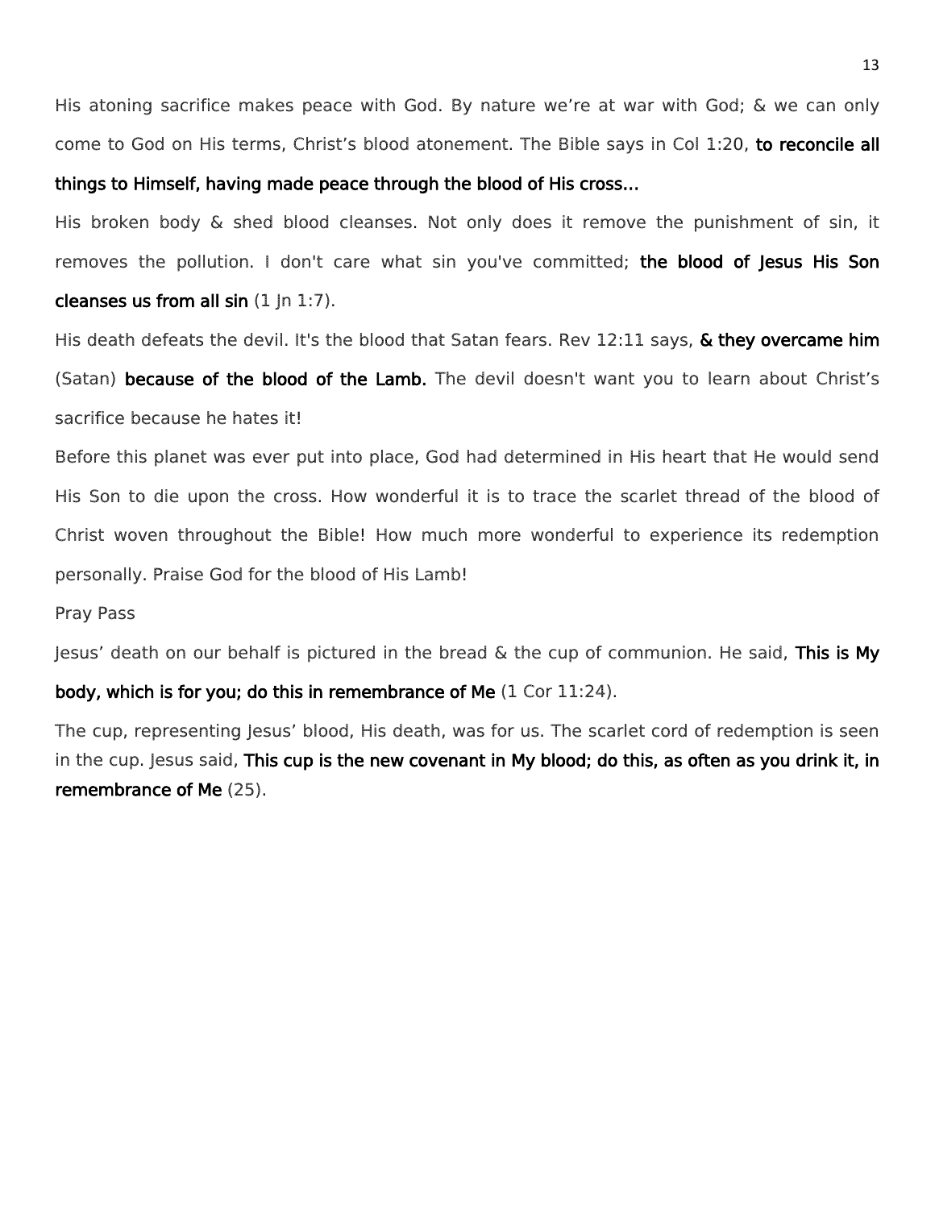His atoning sacrifice makes peace with God. By nature we're at war with God; & we can only come to God on His terms, Christ's blood atonement. The Bible says in Col 1:20, **to reconcile all things to Himself, having made peace through the blood of His cross…**

His broken body & shed blood cleanses. Not only does it remove the punishment of sin, it removes the pollution. I don't care what sin you've committed; **the blood of Jesus His Son cleanses us from all sin** (1 Jn 1:7).

His death defeats the devil. It's the blood that Satan fears. Rev 12:11 says, **& they overcame him** (Satan) **because of the blood of the Lamb.** The devil doesn't want you to learn about Christ's sacrifice because he hates it!

Before this planet was ever put into place, God had determined in His heart that He would send His Son to die upon the cross. How wonderful it is to trace the scarlet thread of the blood of Christ woven throughout the Bible! How much more wonderful to experience its redemption personally. Praise God for the blood of His Lamb!

Pray Pass

Jesus' death on our behalf is pictured in the bread & the cup of communion. He said, **This is My body, which is for you; do this in remembrance of Me** (1 Cor 11:24).

The cup, representing Jesus' blood, His death, was for us. The scarlet cord of redemption is seen in the cup. Jesus said, **This cup is the new covenant in My blood; do this, as often as you drink it, in remembrance of Me** (25).